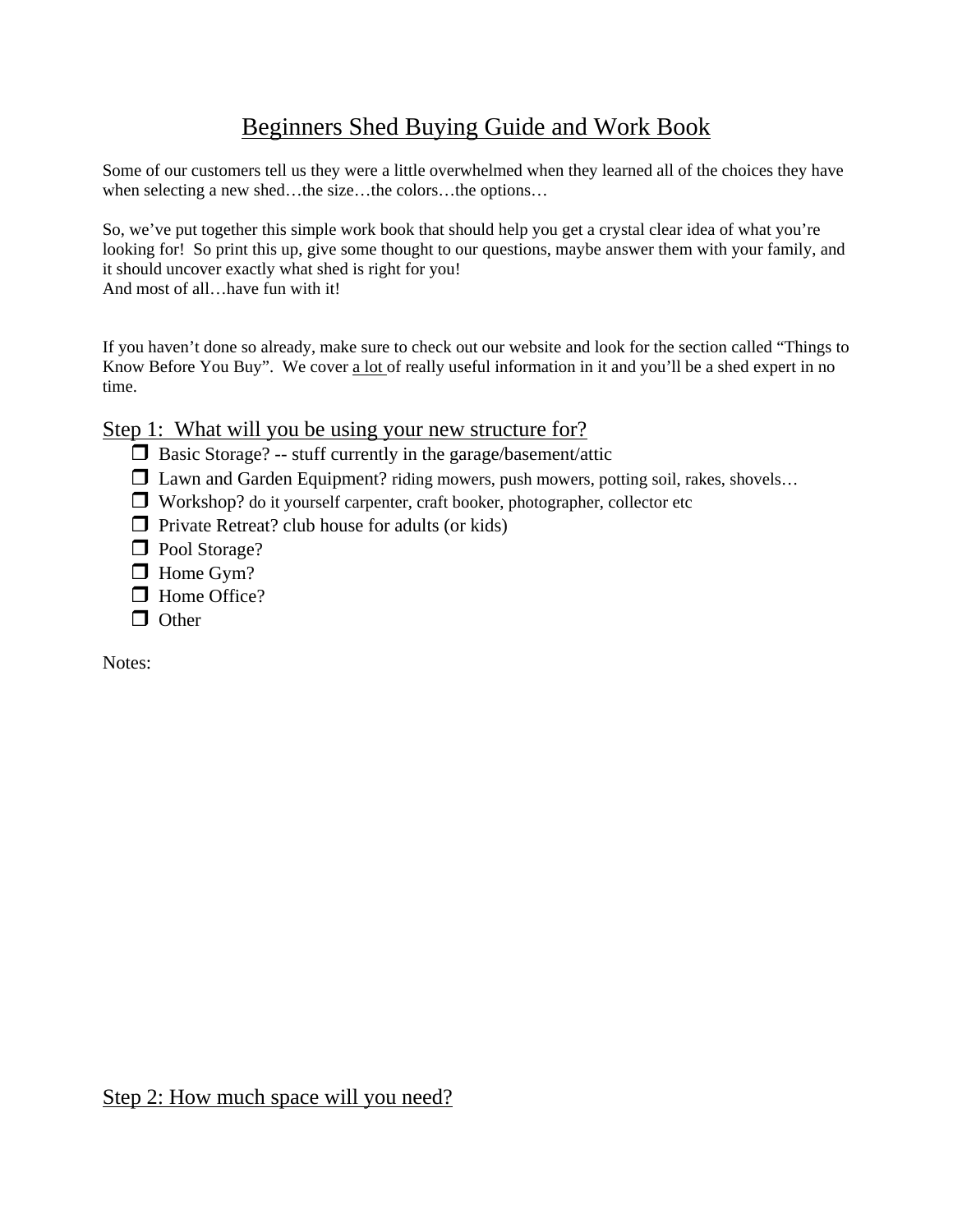# Beginners Shed Buying Guide and Work Book

Some of our customers tell us they were a little overwhelmed when they learned all of the choices they have when selecting a new shed…the size…the colors…the options…

So, we've put together this simple work book that should help you get a crystal clear idea of what you're looking for! So print this up, give some thought to our questions, maybe answer them with your family, and it should uncover exactly what shed is right for you!
And most of all…have fun with it!

If you haven't done so already, make sure to check out our website and look for the section called "Things to Know Before You Buy". We cover a lot of really useful information in it and you'll be a shed expert in no time.

## Step 1: What will you be using your new structure for?

- ❒ Basic Storage? -- stuff currently in the garage/basement/attic
- ❒ Lawn and Garden Equipment? riding mowers, push mowers, potting soil, rakes, shovels…
- ❒ Workshop? do it yourself carpenter, craft booker, photographer, collector etc
- ❒ Private Retreat? club house for adults (or kids)
- ❒ Pool Storage?
- ❒ Home Gym?
- ❒ Home Office?
- ❒ Other

Notes:

## Step 2: How much space will you need?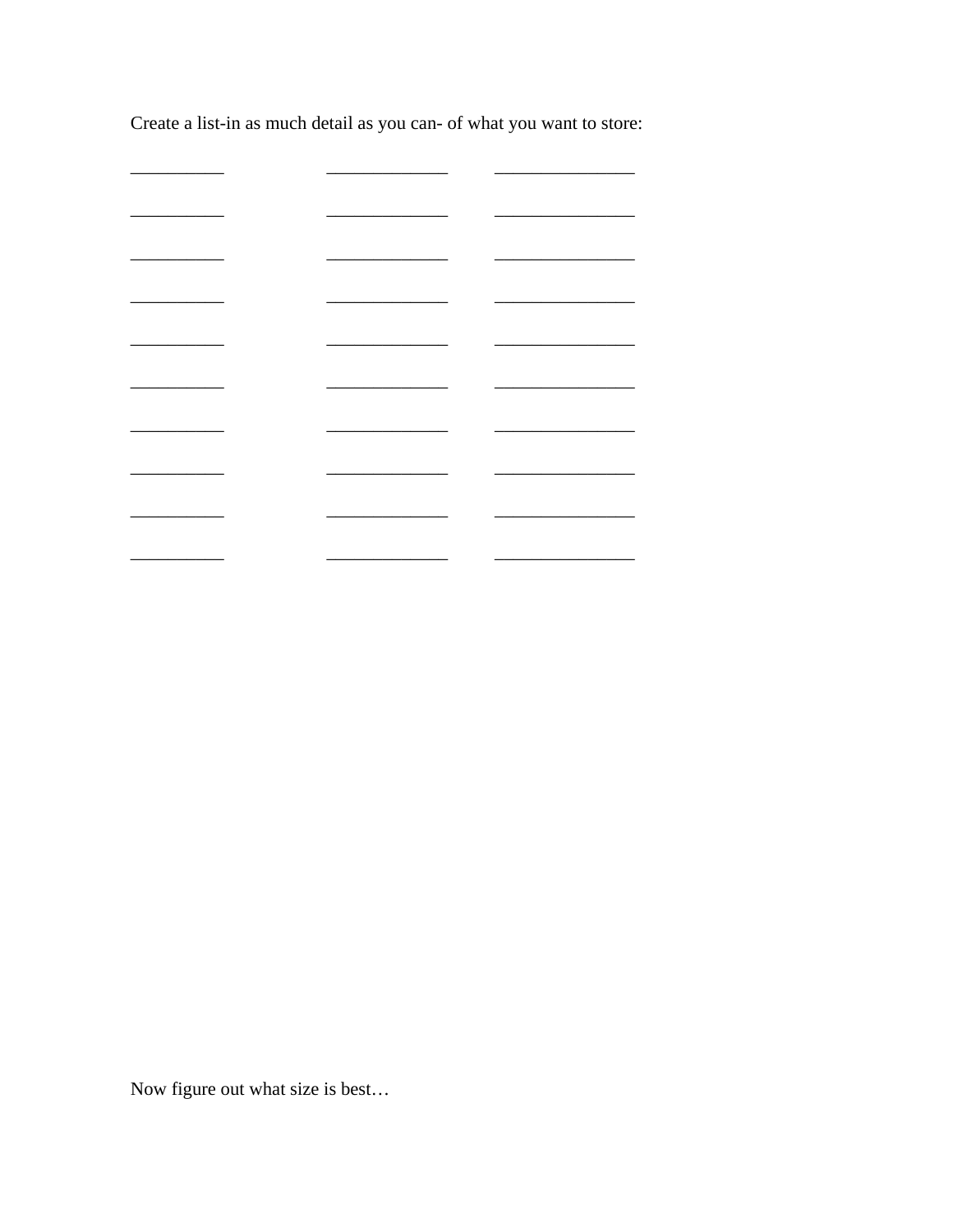Create a list-in as much detail as you can- of what you want to store:

| __________ | _____________ | _______________ |
|---|---|---|
| __________ | _____________ | _______________ |
| __________ | _____________ | _______________ |
| __________ | _____________ | _______________ |
| __________ | _____________ | _______________ |
| __________ | _____________ | _______________ |
| __________ | _____________ | _______________ |
| __________ | _____________ | _______________ |
| __________ | _____________ | _______________ |
| __________ | _____________ | _______________ |

Now figure out what size is best…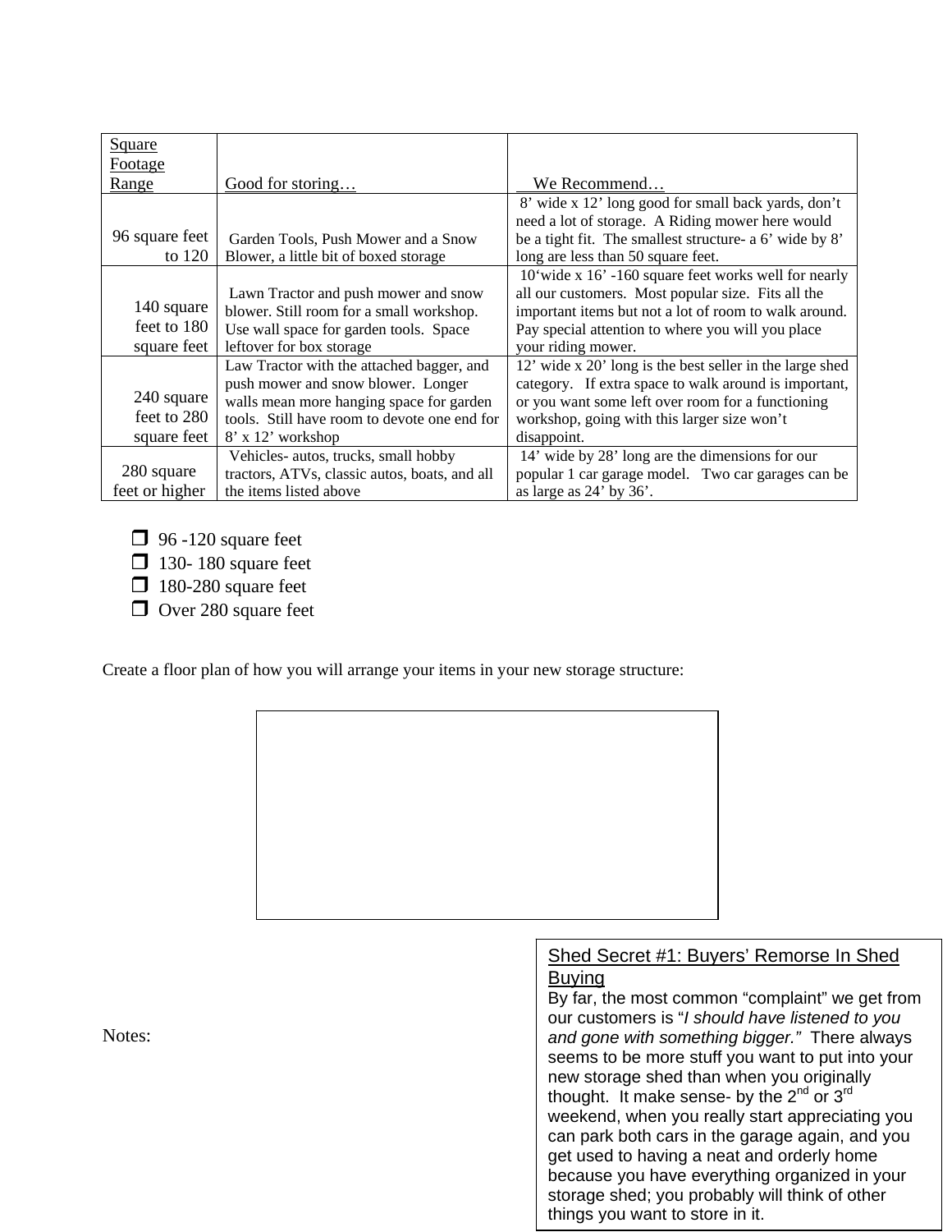| Square Footage Range | Good for storing… | We Recommend… |
|---|---|---|
| 96 square feet to 120 | Garden Tools, Push Mower and a Snow Blower, a little bit of boxed storage | 8’ wide x 12’ long good for small back yards, don’t need a lot of storage. A Riding mower here would be a tight fit. The smallest structure- a 6’ wide by 8’ long are less than 50 square feet. |
| 140 square feet to 180 square feet | Lawn Tractor and push mower and snow blower. Still room for a small workshop. Use wall space for garden tools. Space leftover for box storage | 10‘wide x 16’ -160 square feet works well for nearly all our customers. Most popular size. Fits all the important items but not a lot of room to walk around. Pay special attention to where you will you place your riding mower. |
| 240 square feet to 280 square feet | Law Tractor with the attached bagger, and push mower and snow blower. Longer walls mean more hanging space for garden tools. Still have room to devote one end for 8’ x 12’ workshop | 12’ wide x 20’ long is the best seller in the large shed category. If extra space to walk around is important, or you want some left over room for a functioning workshop, going with this larger size won’t disappoint. |
| 280 square feet or higher | Vehicles- autos, trucks, small hobby tractors, ATVs, classic autos, boats, and all the items listed above | 14’ wide by 28’ long are the dimensions for our popular 1 car garage model. Two car garages can be as large as 24’ by 36’. |

- ☐ 96 -120 square feet
- ☐ 130- 180 square feet
- ☐ 180-280 square feet
- ☐ Over 280 square feet

Create a floor plan of how you will arrange your items in your new storage structure:

Notes:

**Shed Secret #1: Buyers’ Remorse In Shed Buying**

By far, the most common “complaint” we get from our customers is “*I should have listened to you and gone with something bigger.”* There always seems to be more stuff you want to put into your new storage shed than when you originally thought. It make sense- by the 2nd or 3rd weekend, when you really start appreciating you can park both cars in the garage again, and you get used to having a neat and orderly home because you have everything organized in your storage shed; you probably will think of other things you want to store in it.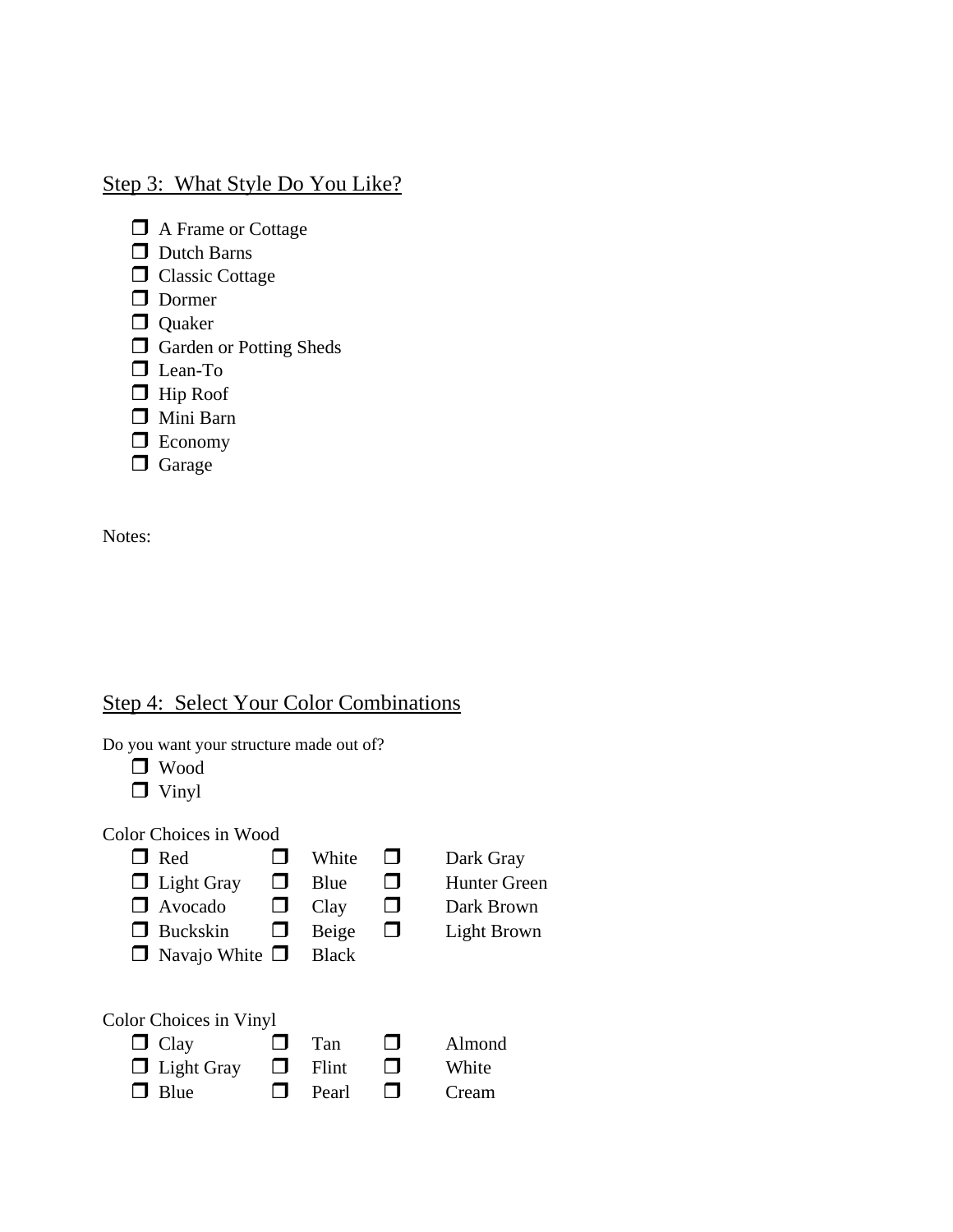## Step 3: What Style Do You Like?

- ❒ A Frame or Cottage
- ❒ Dutch Barns
- ❒ Classic Cottage
- ❒ Dormer
- ❒ Quaker
- ❒ Garden or Potting Sheds
- ❒ Lean-To
- ❒ Hip Roof
- ❒ Mini Barn
- ❒ Economy
- ❒ Garage

Notes:

## Step 4: Select Your Color Combinations

Do you want your structure made out of?

- ❒ Wood
- ❒ Vinyl

Color Choices in Wood

| | | |
|---|---|---|
| ❒ Red | ❒ White | ❒ Dark Gray |
| ❒ Light Gray | ❒ Blue | ❒ Hunter Green |
| ❒ Avocado | ❒ Clay | ❒ Dark Brown |
| ❒ Buckskin | ❒ Beige | ❒ Light Brown |
| ❒ Navajo White | ❒ Black | |

Color Choices in Vinyl

| | | |
|---|---|---|
| ❒ Clay | ❒ Tan | ❒ Almond |
| ❒ Light Gray | ❒ Flint | ❒ White |
| ❒ Blue | ❒ Pearl | ❒ Cream |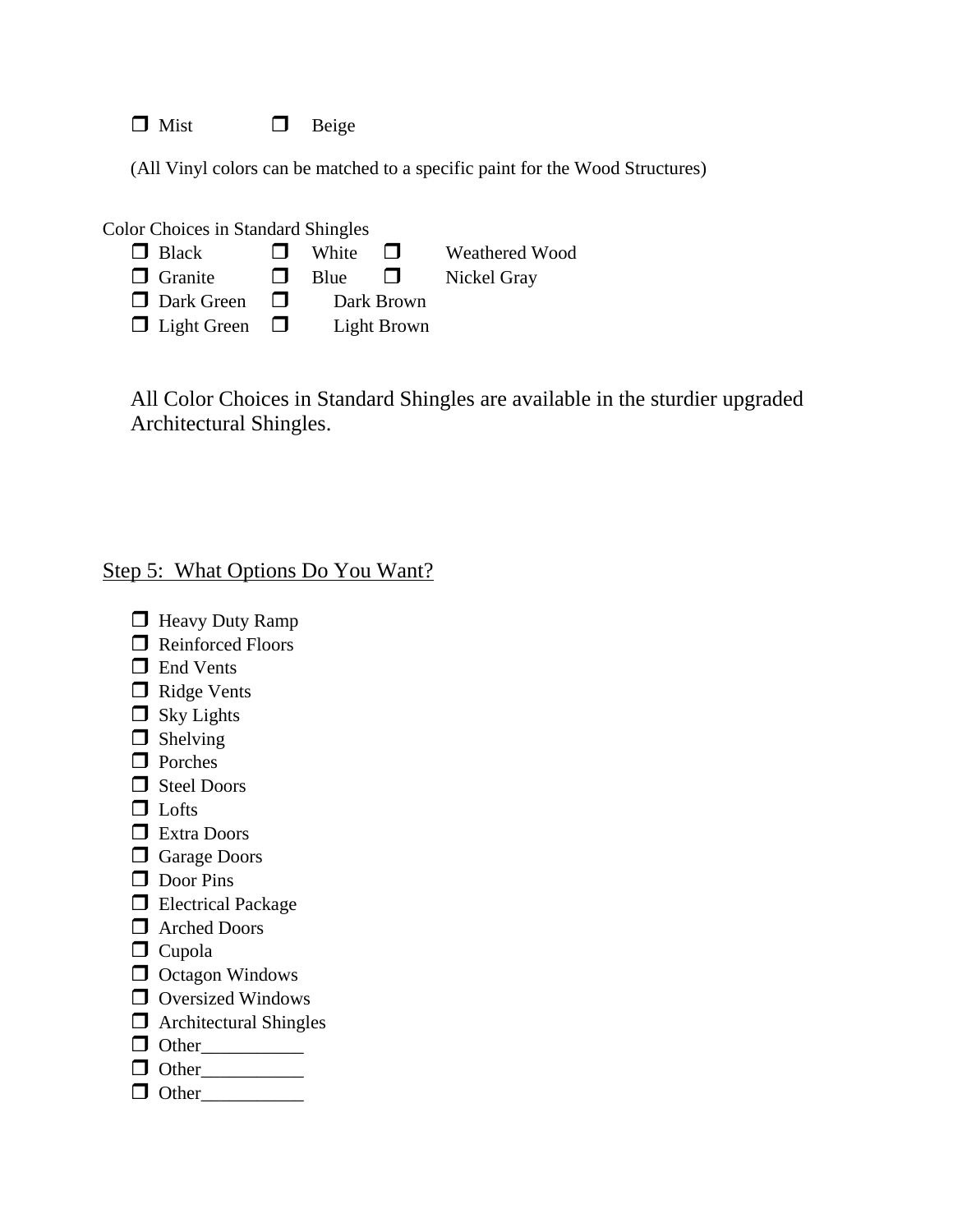- [ ] Mist
- [ ] Beige

(All Vinyl colors can be matched to a specific paint for the Wood Structures)

Color Choices in Standard Shingles

- [ ] Black
- [ ] White
- [ ] Weathered Wood
- [ ] Granite
- [ ] Blue
- [ ] Nickel Gray
- [ ] Dark Green
- [ ] Dark Brown
- [ ] Light Green
- [ ] Light Brown

All Color Choices in Standard Shingles are available in the sturdier upgraded Architectural Shingles.

## Step 5: What Options Do You Want?

- [ ] Heavy Duty Ramp
- [ ] Reinforced Floors
- [ ] End Vents
- [ ] Ridge Vents
- [ ] Sky Lights
- [ ] Shelving
- [ ] Porches
- [ ] Steel Doors
- [ ] Lofts
- [ ] Extra Doors
- [ ] Garage Doors
- [ ] Door Pins
- [ ] Electrical Package
- [ ] Arched Doors
- [ ] Cupola
- [ ] Octagon Windows
- [ ] Oversized Windows
- [ ] Architectural Shingles
- [ ] Other___________
- [ ] Other___________
- [ ] Other___________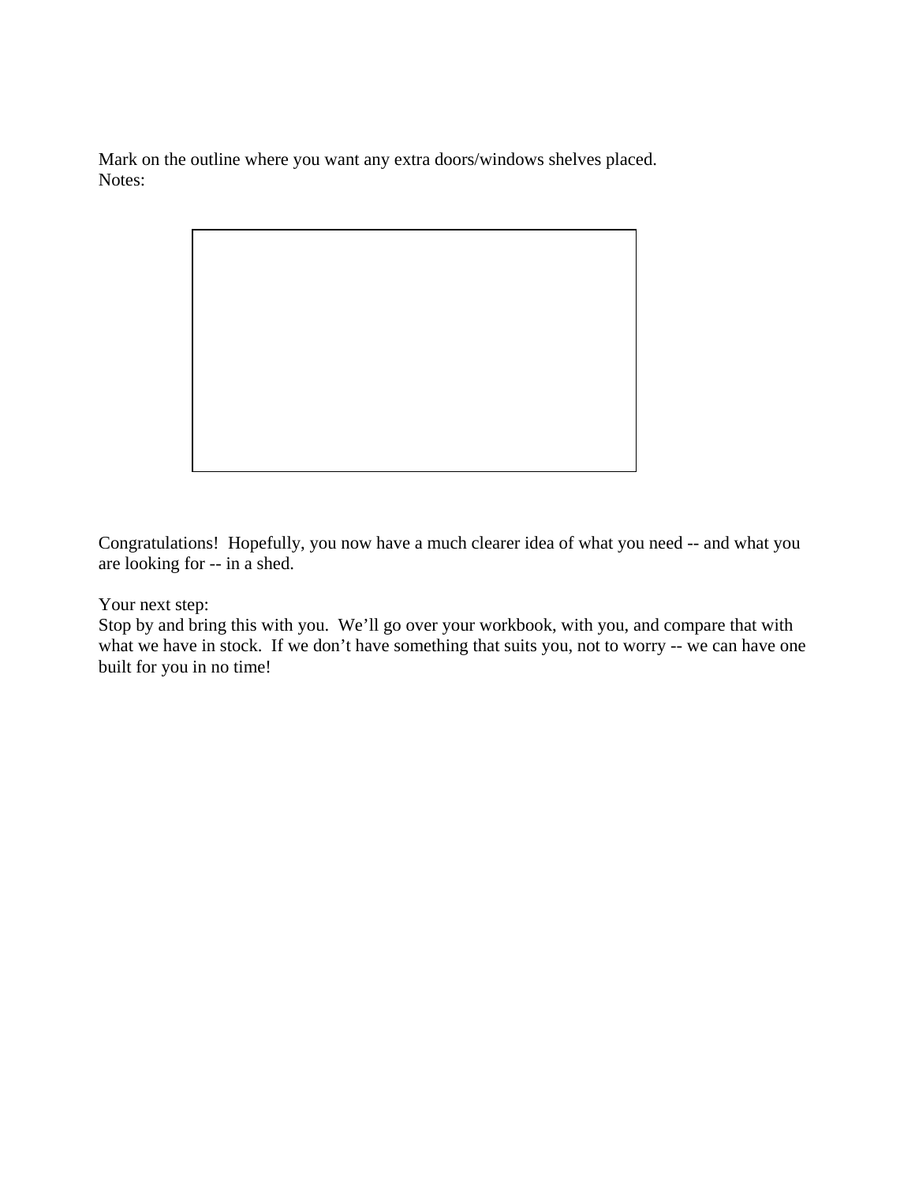Mark on the outline where you want any extra doors/windows shelves placed.
Notes:

Congratulations! Hopefully, you now have a much clearer idea of what you need -- and what you are looking for -- in a shed.

Your next step:
Stop by and bring this with you. We'll go over your workbook, with you, and compare that with what we have in stock. If we don't have something that suits you, not to worry -- we can have one built for you in no time!